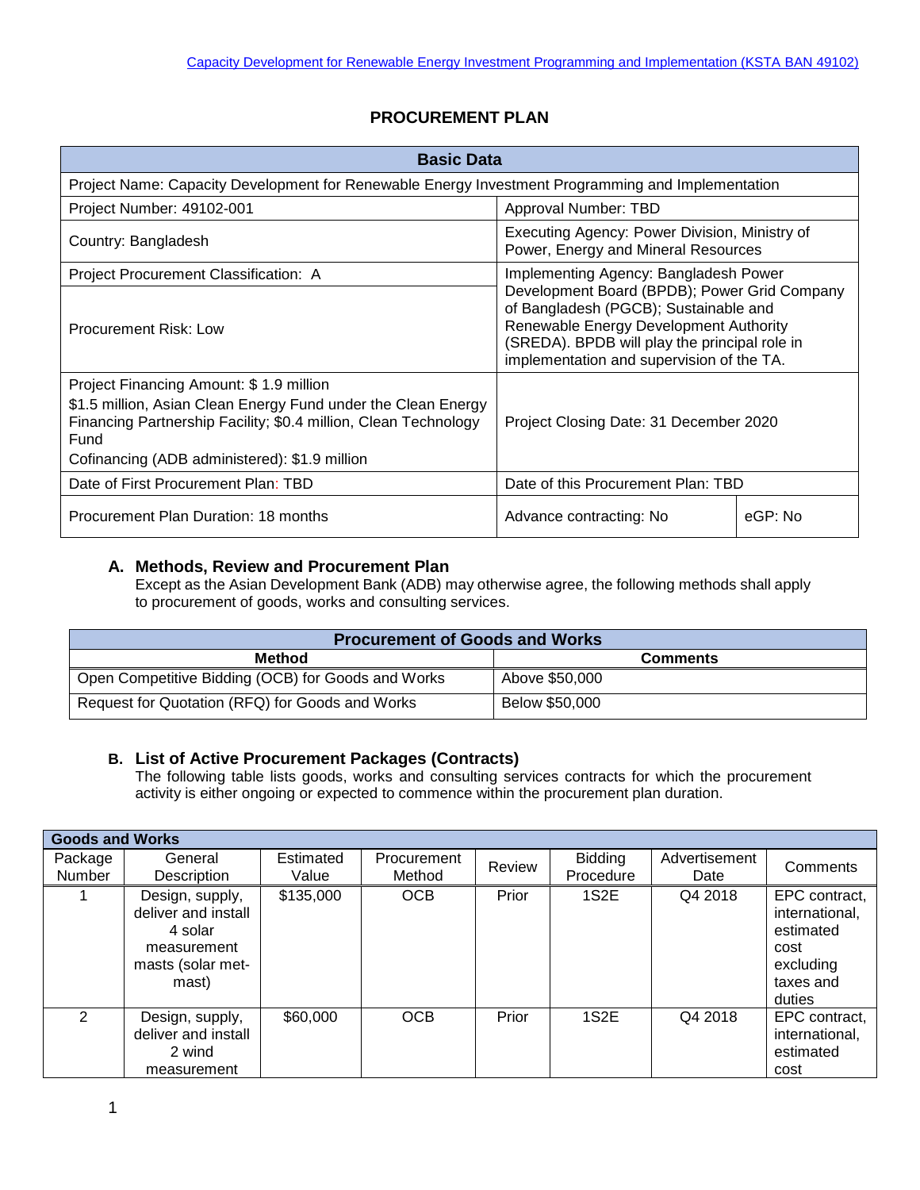# PROCUREMENT PLAN

| Basic Data | | |
|---|---|---|
| Project Name: Capacity Development for Renewable Energy Investment Programming and Implementation | | |
| Project Number: 49102-001 | Approval Number: TBD | |
| Country: Bangladesh | Executing Agency: Power Division, Ministry of Power, Energy and Mineral Resources | |
| Project Procurement Classification: A | Implementing Agency: Bangladesh Power Development Board (BPDB); Power Grid Company of Bangladesh (PGCB); Sustainable and Renewable Energy Development Authority (SREDA). BPDB will play the principal role in implementation and supervision of the TA. | |
| Procurement Risk: Low | | |
| Project Financing Amount: $ 1.9 million<br>$1.5 million, Asian Clean Energy Fund under the Clean Energy Financing Partnership Facility; $0.4 million, Clean Technology Fund<br>Cofinancing (ADB administered): $1.9 million | Project Closing Date: 31 December 2020 | |
| Date of First Procurement Plan: TBD | Date of this Procurement Plan: TBD | |
| Procurement Plan Duration: 18 months | Advance contracting: No | eGP: No |

## A. Methods, Review and Procurement Plan

Except as the Asian Development Bank (ADB) may otherwise agree, the following methods shall apply to procurement of goods, works and consulting services.

| Procurement of Goods and Works | |
|---|---|
| **Method** | **Comments** |
| Open Competitive Bidding (OCB) for Goods and Works | Above $50,000 |
| Request for Quotation (RFQ) for Goods and Works | Below $50,000 |

## B. List of Active Procurement Packages (Contracts)

The following table lists goods, works and consulting services contracts for which the procurement activity is either ongoing or expected to commence within the procurement plan duration.

| Goods and Works | | | | | | | |
|---|---|---|---|---|---|---|---|
| Package Number | General Description | Estimated Value | Procurement Method | Review | Bidding Procedure | Advertisement Date | Comments |
| 1 | Design, supply, deliver and install 4 solar measurement masts (solar met-mast) | $135,000 | OCB | Prior | 1S2E | Q4 2018 | EPC contract, international, estimated cost excluding taxes and duties |
| 2 | Design, supply, deliver and install 2 wind measurement | $60,000 | OCB | Prior | 1S2E | Q4 2018 | EPC contract, international, estimated cost |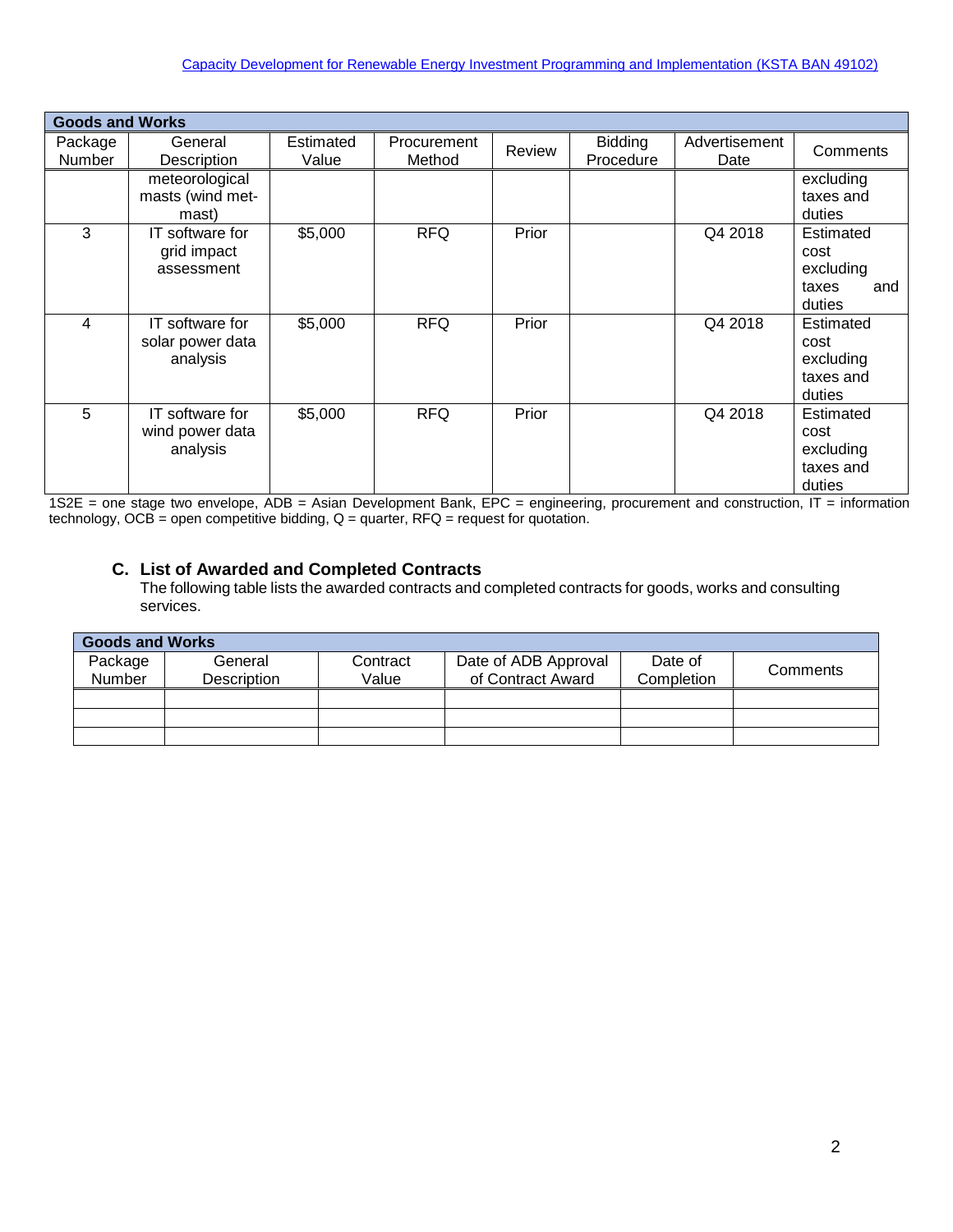| Goods and Works | | | | | | | |
|---|---|---|---|---|---|---|---|
| Package Number | General Description | Estimated Value | Procurement Method | Review | Bidding Procedure | Advertisement Date | Comments |
| | meteorological masts (wind met-mast) | | | | | | excluding taxes and duties |
| 3 | IT software for grid impact assessment | $5,000 | RFQ | Prior | | Q4 2018 | Estimated cost excluding taxes and duties |
| 4 | IT software for solar power data analysis | $5,000 | RFQ | Prior | | Q4 2018 | Estimated cost excluding taxes and duties |
| 5 | IT software for wind power data analysis | $5,000 | RFQ | Prior | | Q4 2018 | Estimated cost excluding taxes and duties |

1S2E = one stage two envelope, ADB = Asian Development Bank, EPC = engineering, procurement and construction, IT = information technology, OCB = open competitive bidding, Q = quarter, RFQ = request for quotation.

### C. List of Awarded and Completed Contracts

The following table lists the awarded contracts and completed contracts for goods, works and consulting services.

| Goods and Works | | | | | |
|---|---|---|---|---|---|
| Package Number | General Description | Contract Value | Date of ADB Approval of Contract Award | Date of Completion | Comments |
| | | | | | |
| | | | | | |
| | | | | | |